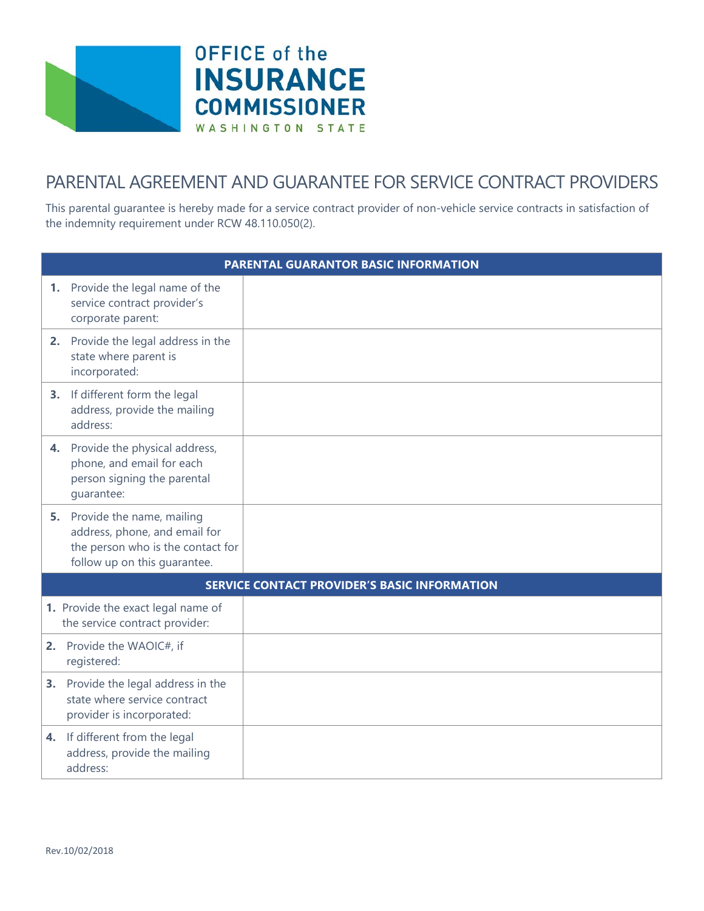OFFICE of the
INSURANCE
COMMISSIONER
WASHINGTON STATE

# PARENTAL AGREEMENT AND GUARANTEE FOR SERVICE CONTRACT PROVIDERS

This parental guarantee is hereby made for a service contract provider of non-vehicle service contracts in satisfaction of the indemnity requirement under RCW 48.110.050(2).

| PARENTAL GUARANTOR BASIC INFORMATION | |
|---|---|
| **1.** Provide the legal name of the service contract provider's corporate parent: | |
| **2.** Provide the legal address in the state where parent is incorporated: | |
| **3.** If different form the legal address, provide the mailing address: | |
| **4.** Provide the physical address, phone, and email for each person signing the parental guarantee: | |
| **5.** Provide the name, mailing address, phone, and email for the person who is the contact for follow up on this guarantee. | |
| **SERVICE CONTACT PROVIDER'S BASIC INFORMATION** | |
| **1.** Provide the exact legal name of the service contract provider: | |
| **2.** Provide the WAOIC#, if registered: | |
| **3.** Provide the legal address in the state where service contract provider is incorporated: | |
| **4.** If different from the legal address, provide the mailing address: | |

Rev.10/02/2018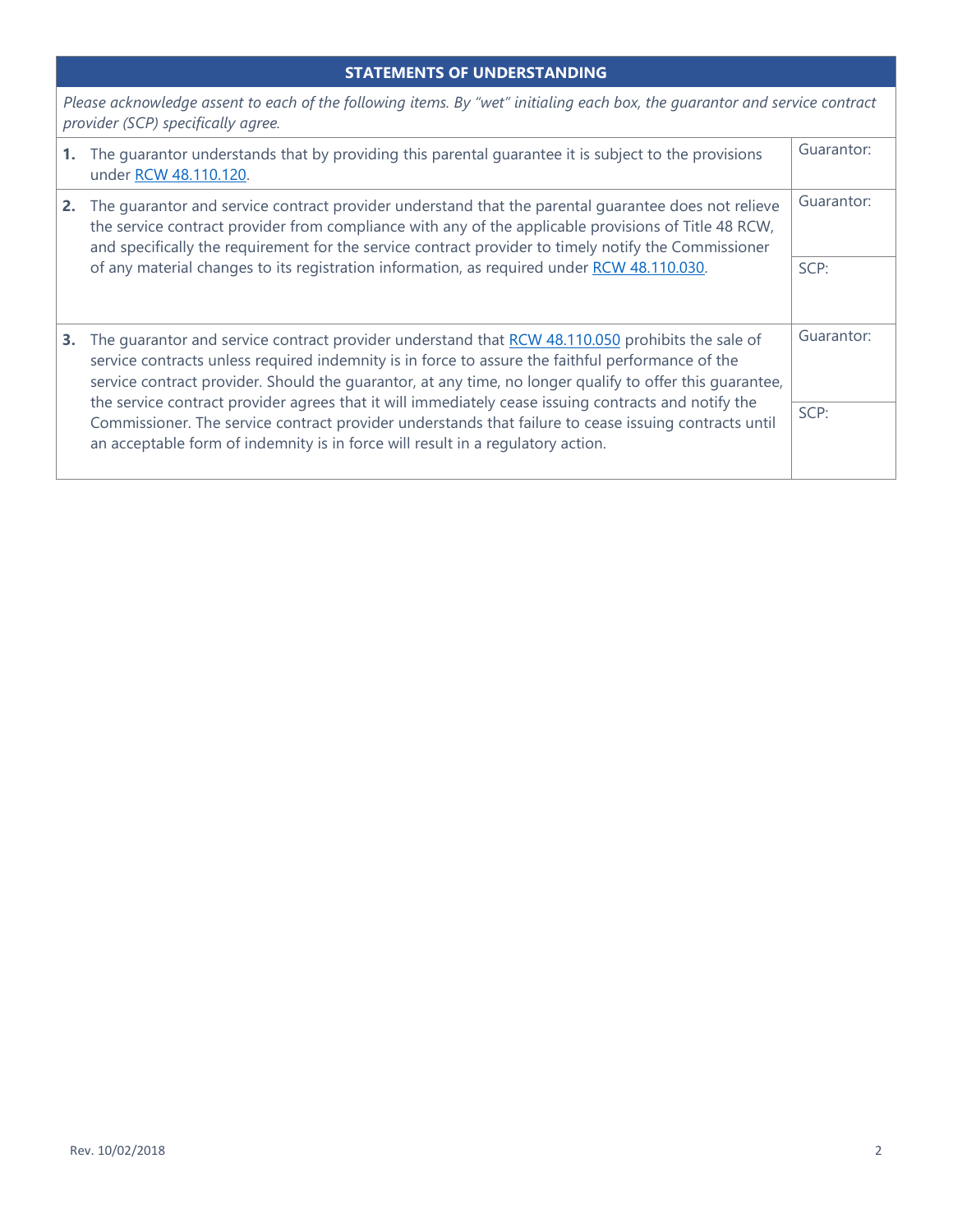## STATEMENTS OF UNDERSTANDING

*Please acknowledge assent to each of the following items. By "wet" initialing each box, the guarantor and service contract provider (SCP) specifically agree.*

| | Statement | Initials |
|---|---|---|
| **1.** | The guarantor understands that by providing this parental guarantee it is subject to the provisions under RCW 48.110.120. | Guarantor: |
| **2.** | The guarantor and service contract provider understand that the parental guarantee does not relieve the service contract provider from compliance with any of the applicable provisions of Title 48 RCW, and specifically the requirement for the service contract provider to timely notify the Commissioner of any material changes to its registration information, as required under RCW 48.110.030. | Guarantor: |
| | | SCP: |
| **3.** | The guarantor and service contract provider understand that RCW 48.110.050 prohibits the sale of service contracts unless required indemnity is in force to assure the faithful performance of the service contract provider. Should the guarantor, at any time, no longer qualify to offer this guarantee, the service contract provider agrees that it will immediately cease issuing contracts and notify the Commissioner. The service contract provider understands that failure to cease issuing contracts until an acceptable form of indemnity is in force will result in a regulatory action. | Guarantor: |
| | | SCP: |

Rev. 10/02/2018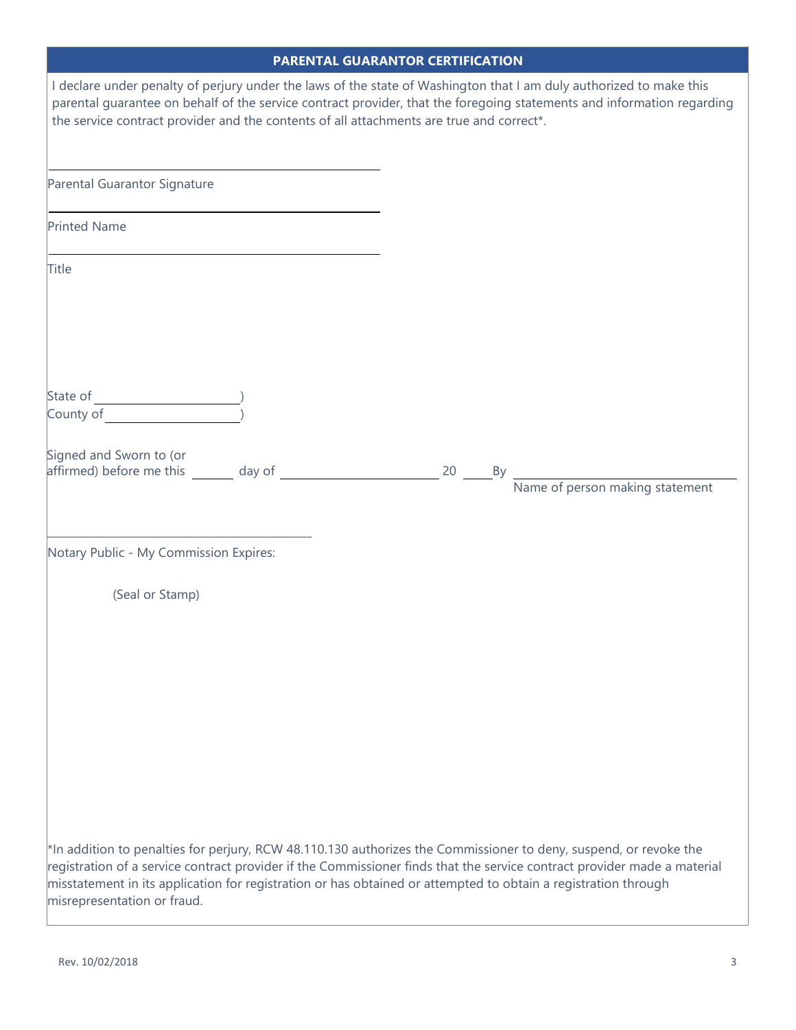## PARENTAL GUARANTOR CERTIFICATION

I declare under penalty of perjury under the laws of the state of Washington that I am duly authorized to make this parental guarantee on behalf of the service contract provider, that the foregoing statements and information regarding the service contract provider and the contents of all attachments are true and correct*.

______________________________

Parental Guarantor Signature

______________________________

Printed Name

______________________________

Title

State of ____________________ )
County of ____________________ )

Signed and Sworn to (or affirmed) before me this ______ day of ____________________ 20 ____ By ______________________________
Name of person making statement

______________________________

Notary Public - My Commission Expires:

(Seal or Stamp)

*In addition to penalties for perjury, RCW 48.110.130 authorizes the Commissioner to deny, suspend, or revoke the registration of a service contract provider if the Commissioner finds that the service contract provider made a material misstatement in its application for registration or has obtained or attempted to obtain a registration through misrepresentation or fraud.

Rev. 10/02/2018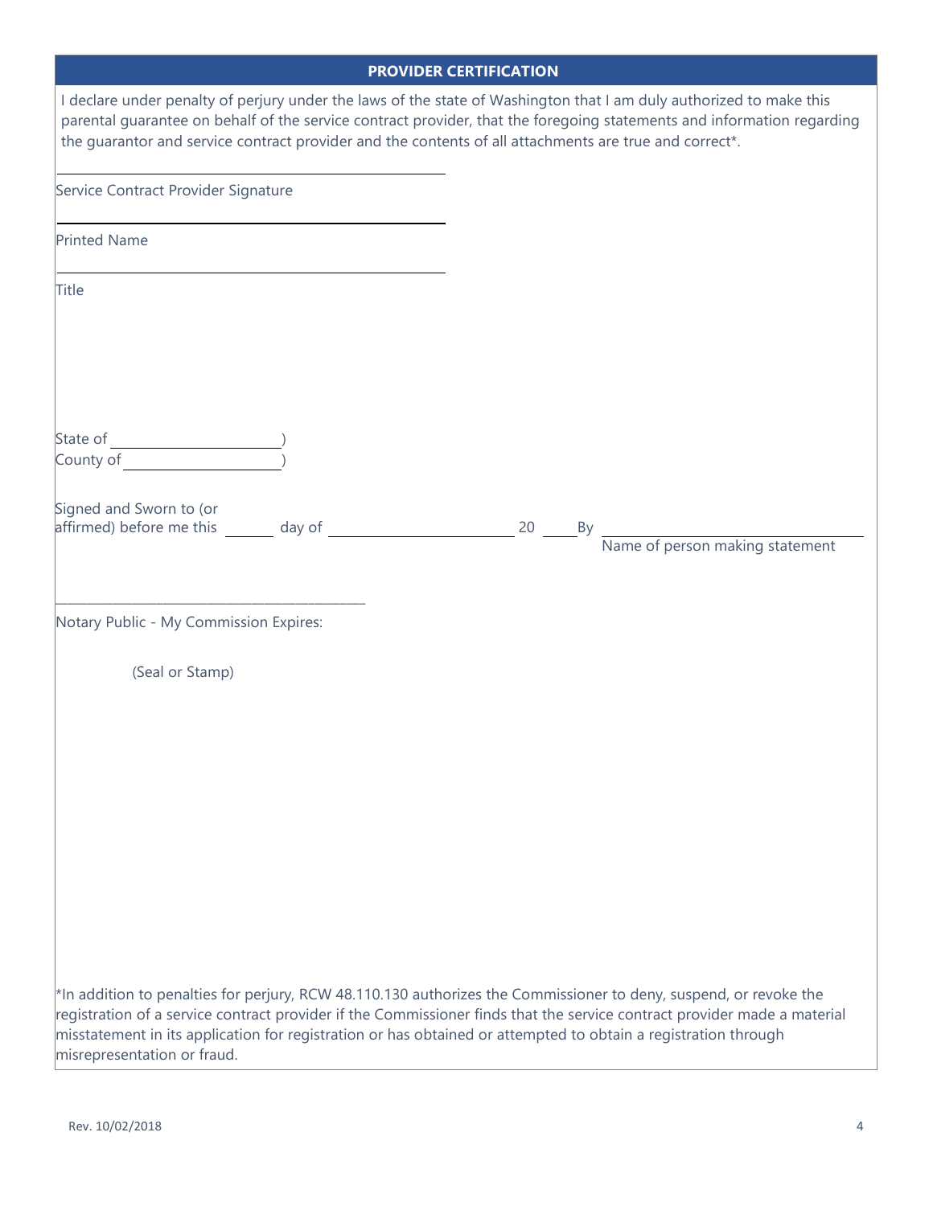## PROVIDER CERTIFICATION

I declare under penalty of perjury under the laws of the state of Washington that I am duly authorized to make this parental guarantee on behalf of the service contract provider, that the foregoing statements and information regarding the guarantor and service contract provider and the contents of all attachments are true and correct*.

______________________________

Service Contract Provider Signature

______________________________

Printed Name

______________________________

Title

State of ____________________)
County of ___________________)

Signed and Sworn to (or affirmed) before me this ______ day of ____________________ 20 ____ By ______________________________
Name of person making statement

______________________________

Notary Public - My Commission Expires:

(Seal or Stamp)

*In addition to penalties for perjury, RCW 48.110.130 authorizes the Commissioner to deny, suspend, or revoke the registration of a service contract provider if the Commissioner finds that the service contract provider made a material misstatement in its application for registration or has obtained or attempted to obtain a registration through misrepresentation or fraud.

Rev. 10/02/2018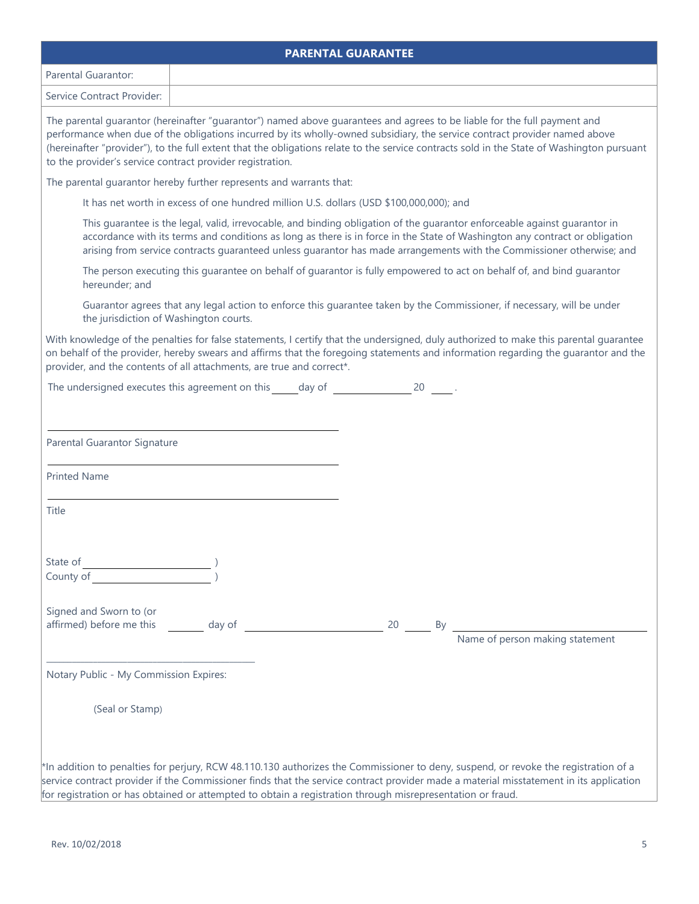## PARENTAL GUARANTEE

| | |
|---|---|
| Parental Guarantor: | |
| Service Contract Provider: | |

The parental guarantor (hereinafter "guarantor") named above guarantees and agrees to be liable for the full payment and performance when due of the obligations incurred by its wholly-owned subsidiary, the service contract provider named above (hereinafter "provider"), to the full extent that the obligations relate to the service contracts sold in the State of Washington pursuant to the provider's service contract provider registration.

The parental guarantor hereby further represents and warrants that:

> It has net worth in excess of one hundred million U.S. dollars (USD $100,000,000); and
>
> This guarantee is the legal, valid, irrevocable, and binding obligation of the guarantor enforceable against guarantor in accordance with its terms and conditions as long as there is in force in the State of Washington any contract or obligation arising from service contracts guaranteed unless guarantor has made arrangements with the Commissioner otherwise; and
>
> The person executing this guarantee on behalf of guarantor is fully empowered to act on behalf of, and bind guarantor hereunder; and
>
> Guarantor agrees that any legal action to enforce this guarantee taken by the Commissioner, if necessary, will be under the jurisdiction of Washington courts.

With knowledge of the penalties for false statements, I certify that the undersigned, duly authorized to make this parental guarantee on behalf of the provider, hereby swears and affirms that the foregoing statements and information regarding the guarantor and the provider, and the contents of all attachments, are true and correct*.

The undersigned executes this agreement on this _____ day of _______________ 20 ____ .

______________________________________
Parental Guarantor Signature

______________________________________
Printed Name

______________________________________
Title

State of ______________________ )
County of _____________________ )

Signed and Sworn to (or affirmed) before me this _______ day of __________________________ 20 _____ By ______________________________
Name of person making statement

______________________________________
Notary Public - My Commission Expires:

(Seal or Stamp)

*In addition to penalties for perjury, RCW 48.110.130 authorizes the Commissioner to deny, suspend, or revoke the registration of a service contract provider if the Commissioner finds that the service contract provider made a material misstatement in its application for registration or has obtained or attempted to obtain a registration through misrepresentation or fraud.

Rev. 10/02/2018